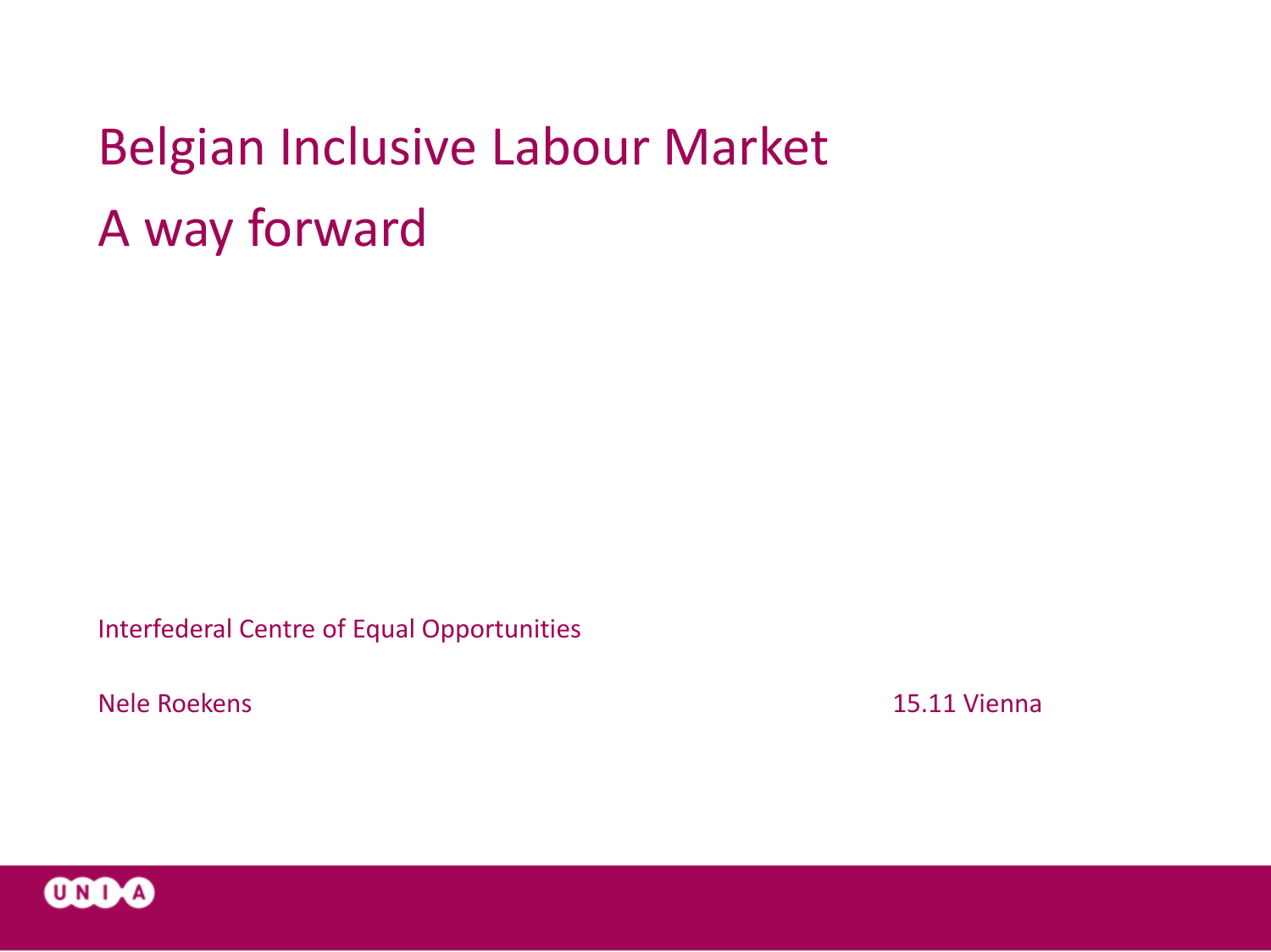# Belgian Inclusive Labour Market

# A way forward

Interfederal Centre of Equal Opportunities

Nele Roekens

15.11 Vienna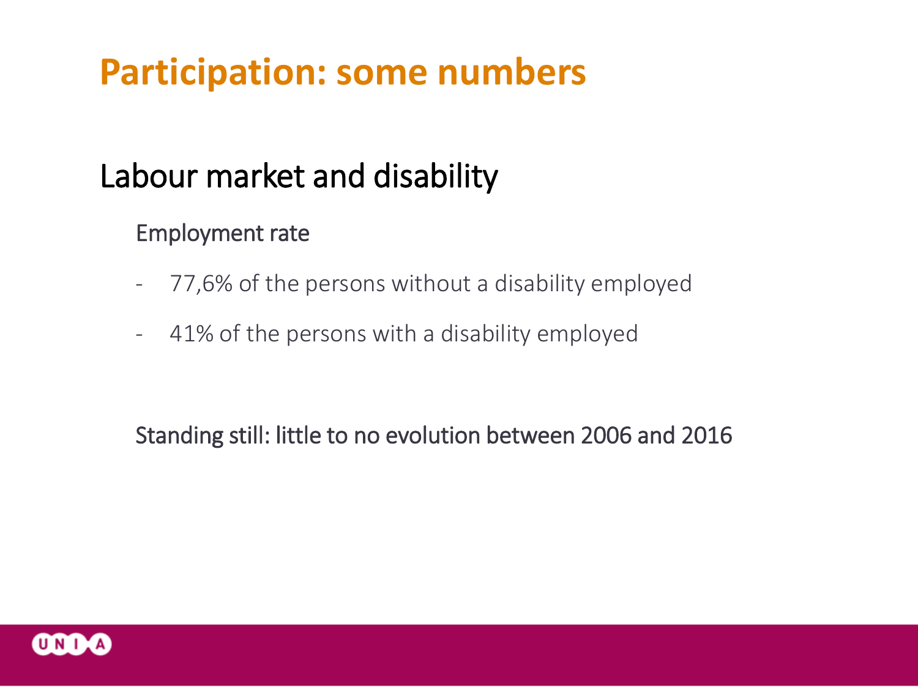# Participation: some numbers

## Labour market and disability

### Employment rate

- 77,6% of the persons without a disability employed
- 41% of the persons with a disability employed

Standing still: little to no evolution between 2006 and 2016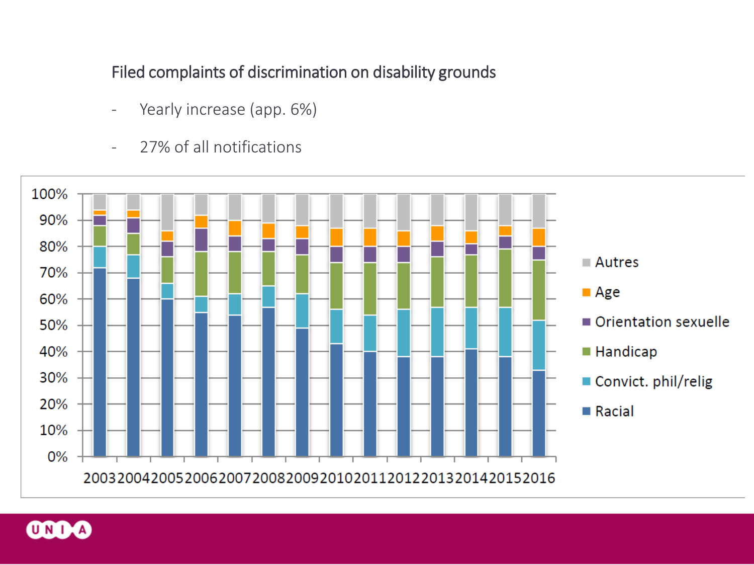## Filed complaints of discrimination on disability grounds

- Yearly increase (app. 6%)
- 27% of all notifications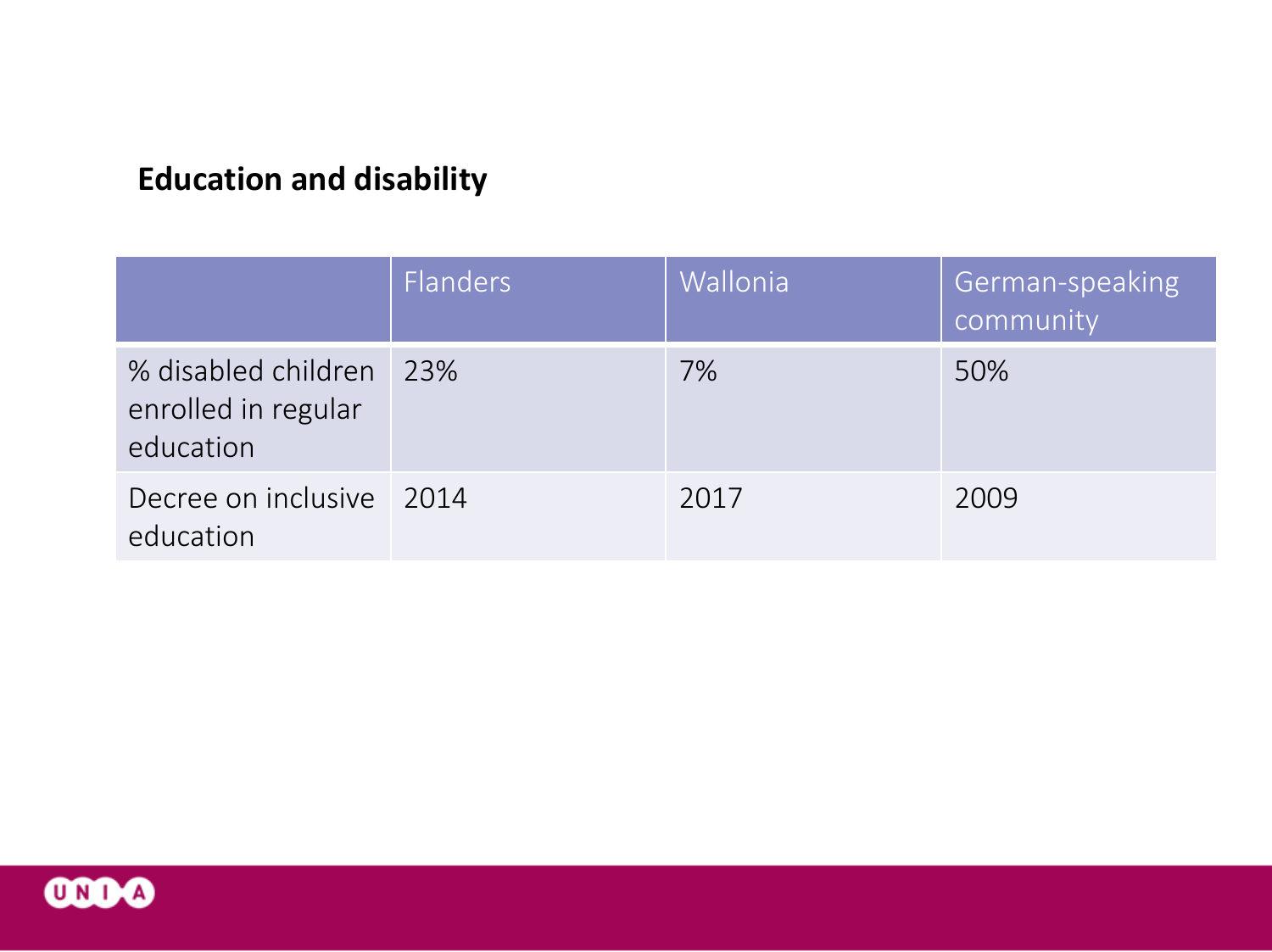## Education and disability

| | Flanders | Wallonia | German-speaking community |
|---|---|---|---|
| % disabled children enrolled in regular education | 23% | 7% | 50% |
| Decree on inclusive education | 2014 | 2017 | 2009 |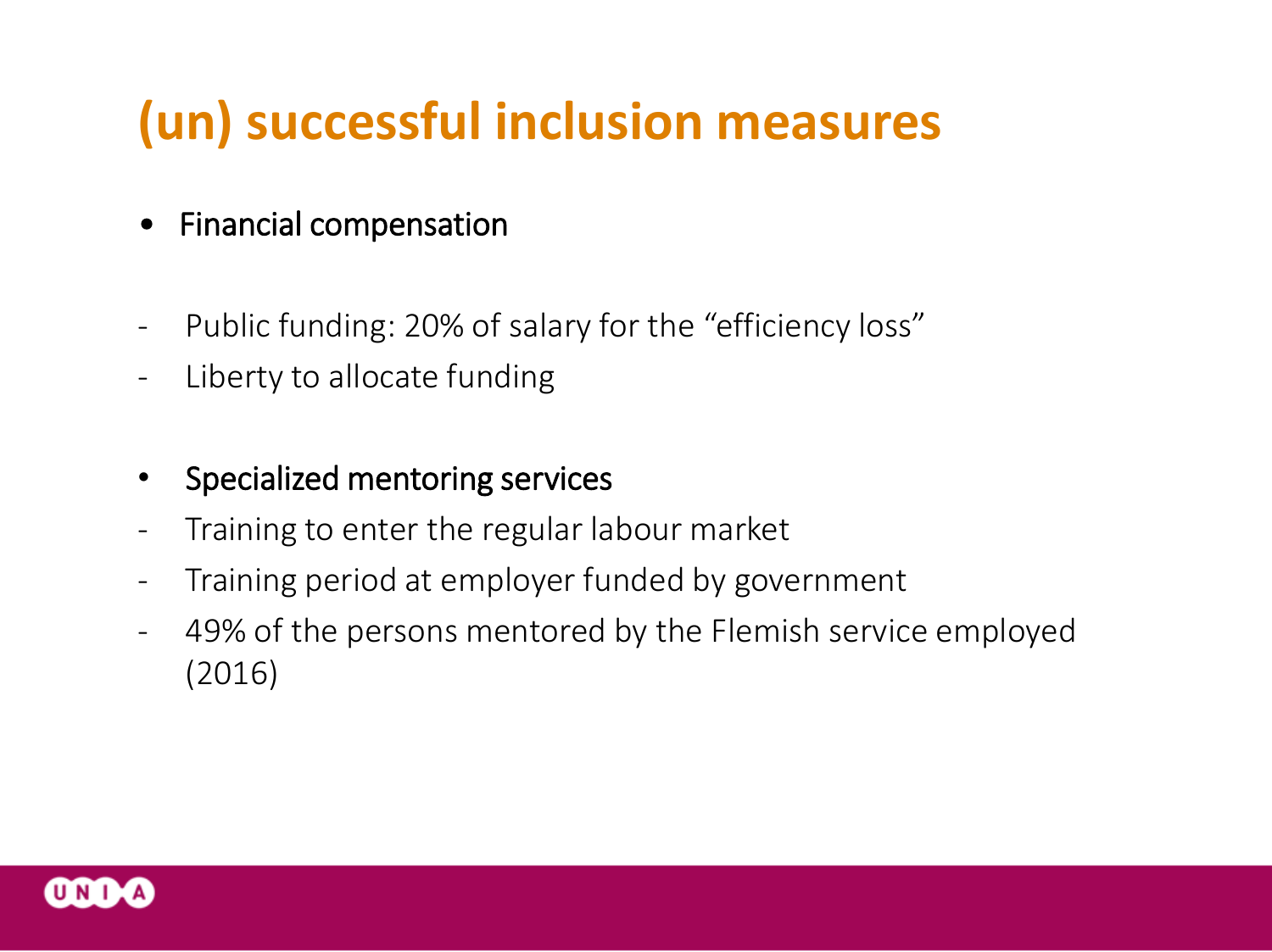# (un) successful inclusion measures

- Financial compensation

- Public funding: 20% of salary for the “efficiency loss”
- Liberty to allocate funding

- Specialized mentoring services
- Training to enter the regular labour market
- Training period at employer funded by government
- 49% of the persons mentored by the Flemish service employed (2016)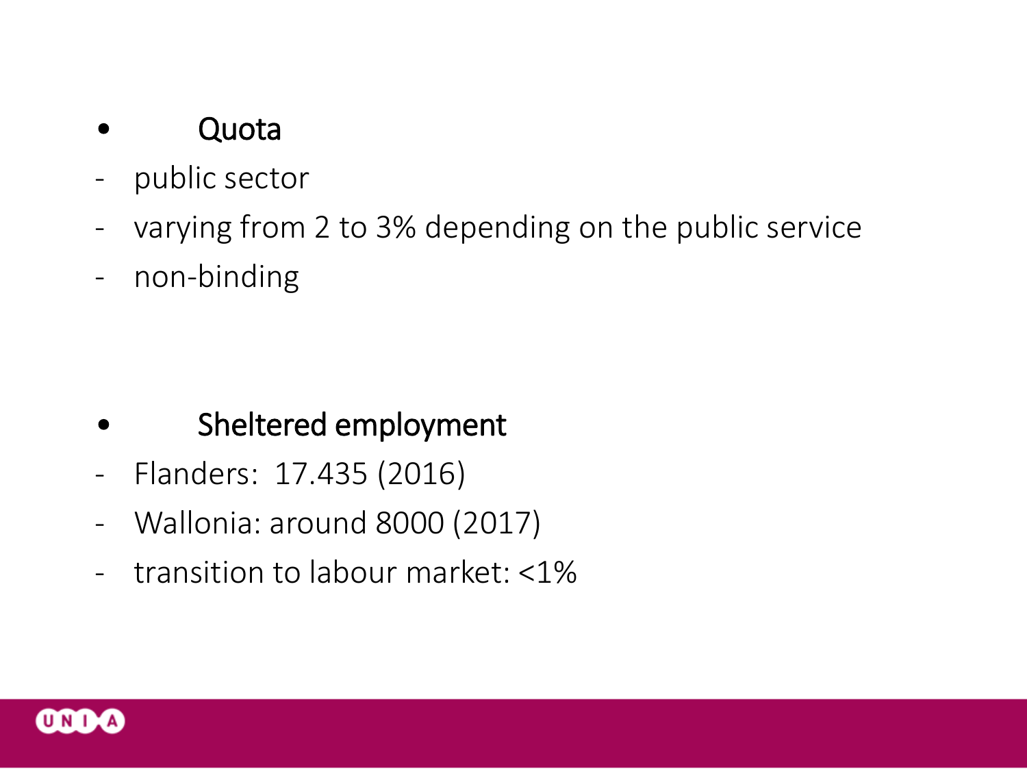- **Quota**

- public sector
- varying from 2 to 3% depending on the public service
- non-binding

- **Sheltered employment**

- Flanders: 17.435 (2016)
- Wallonia: around 8000 (2017)
- transition to labour market: <1%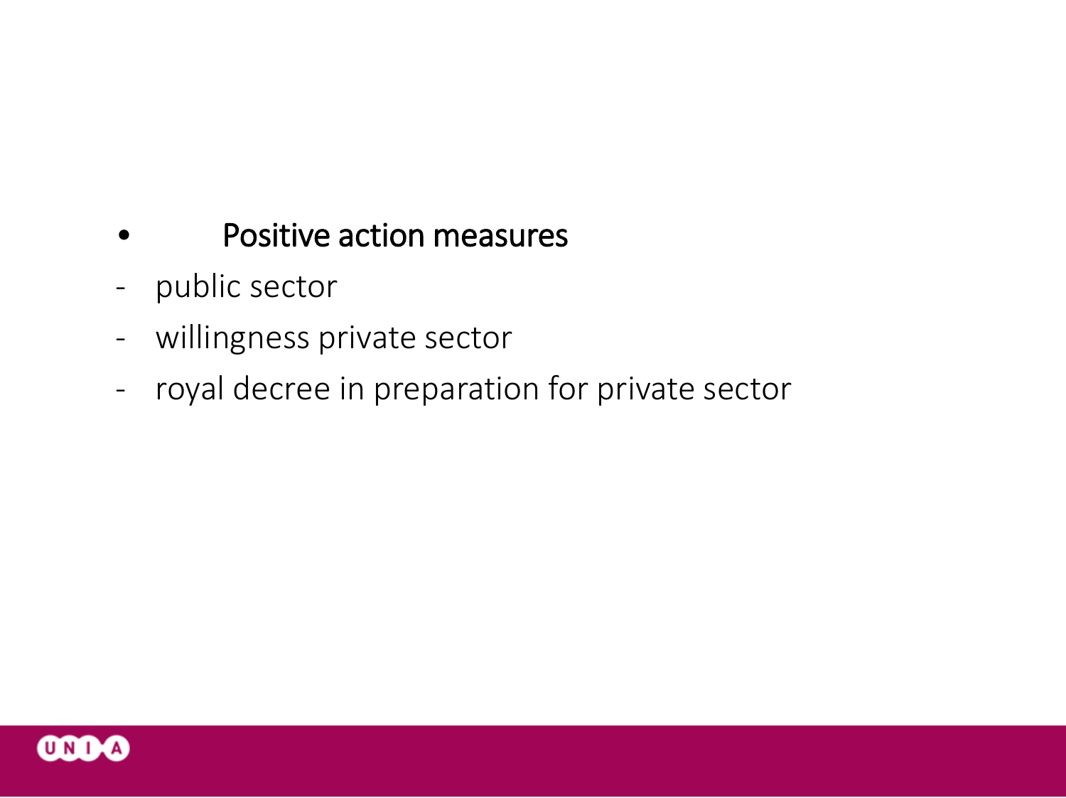- Positive action measures

- public sector
- willingness private sector
- royal decree in preparation for private sector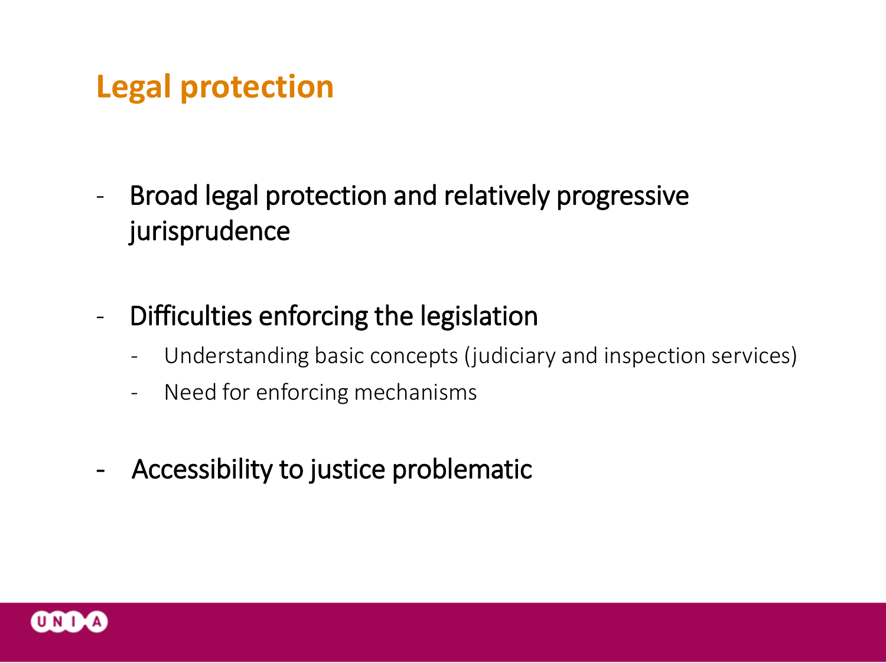# Legal protection

- Broad legal protection and relatively progressive jurisprudence

- Difficulties enforcing the legislation
  - Understanding basic concepts (judiciary and inspection services)
  - Need for enforcing mechanisms

- Accessibility to justice problematic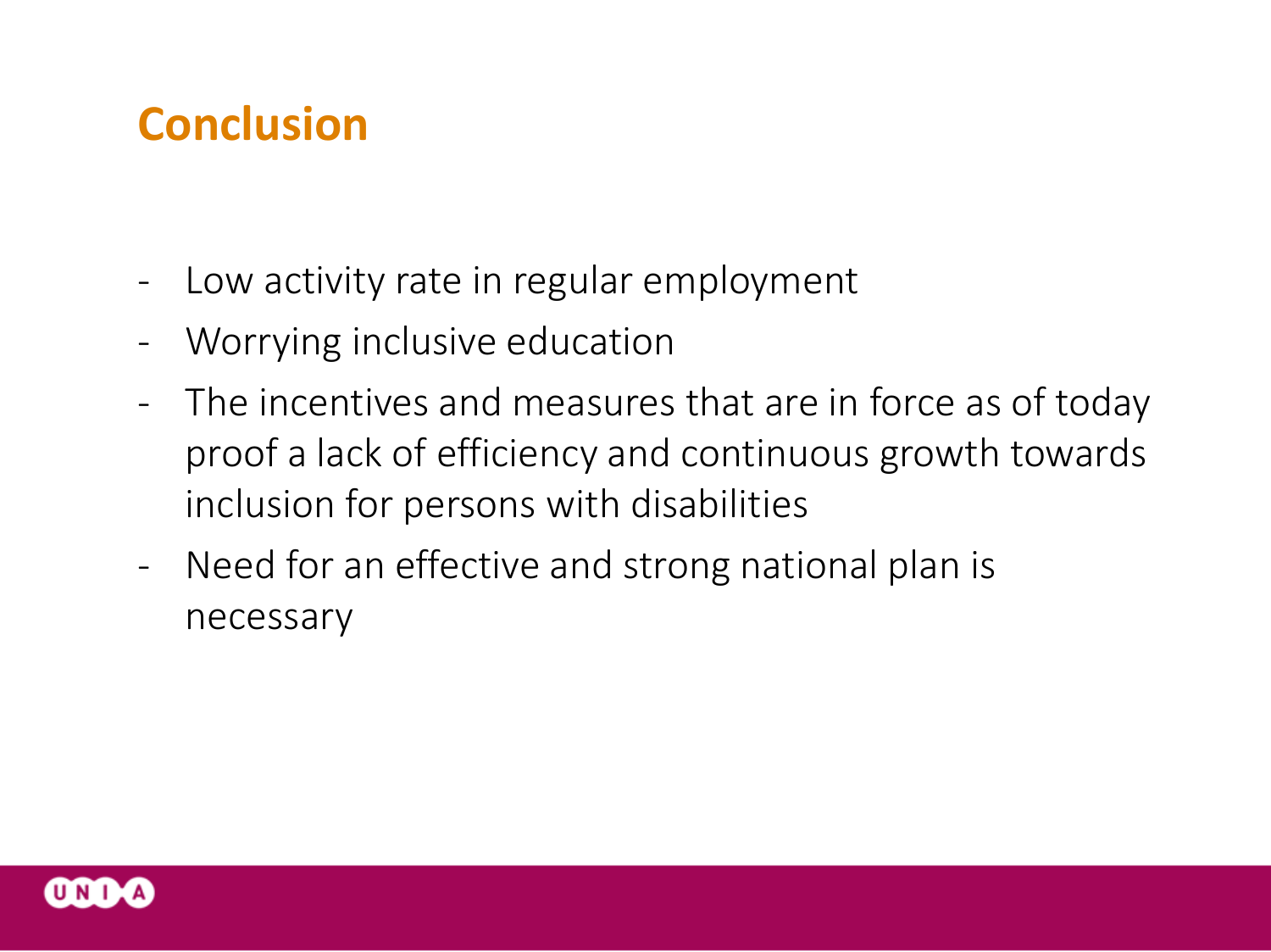## Conclusion

- Low activity rate in regular employment
- Worrying inclusive education
- The incentives and measures that are in force as of today proof a lack of efficiency and continuous growth towards inclusion for persons with disabilities
- Need for an effective and strong national plan is necessary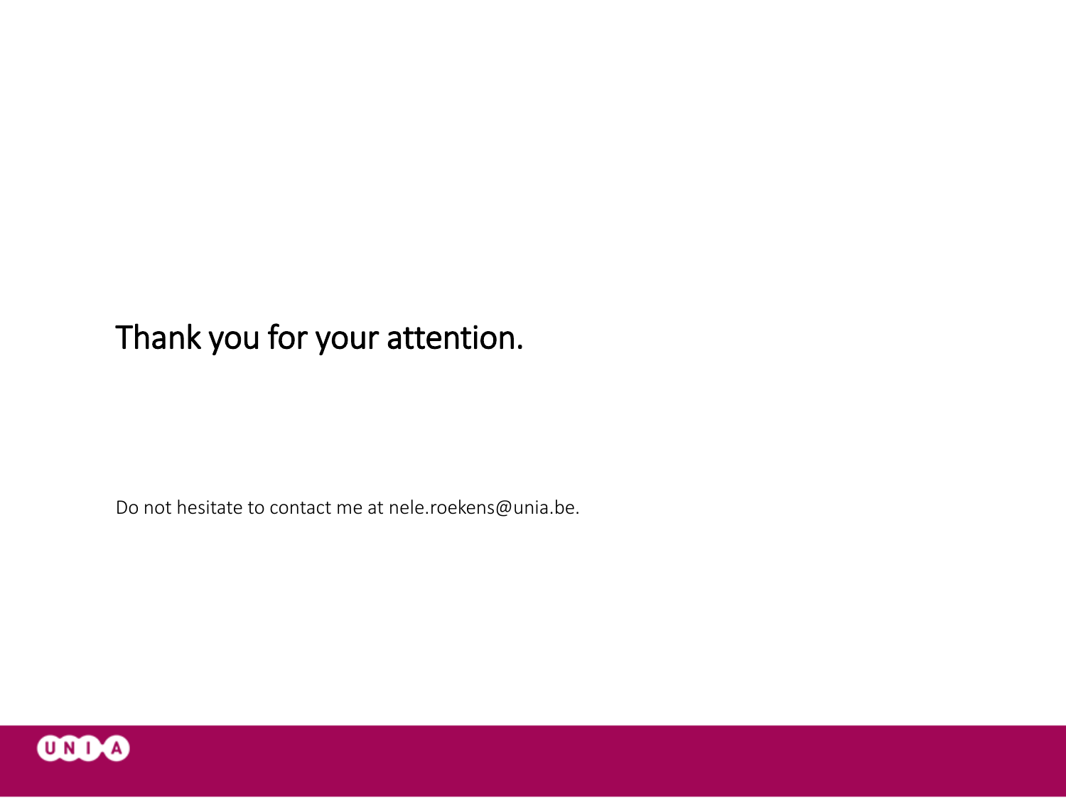Thank you for your attention.

Do not hesitate to contact me at nele.roekens@unia.be.